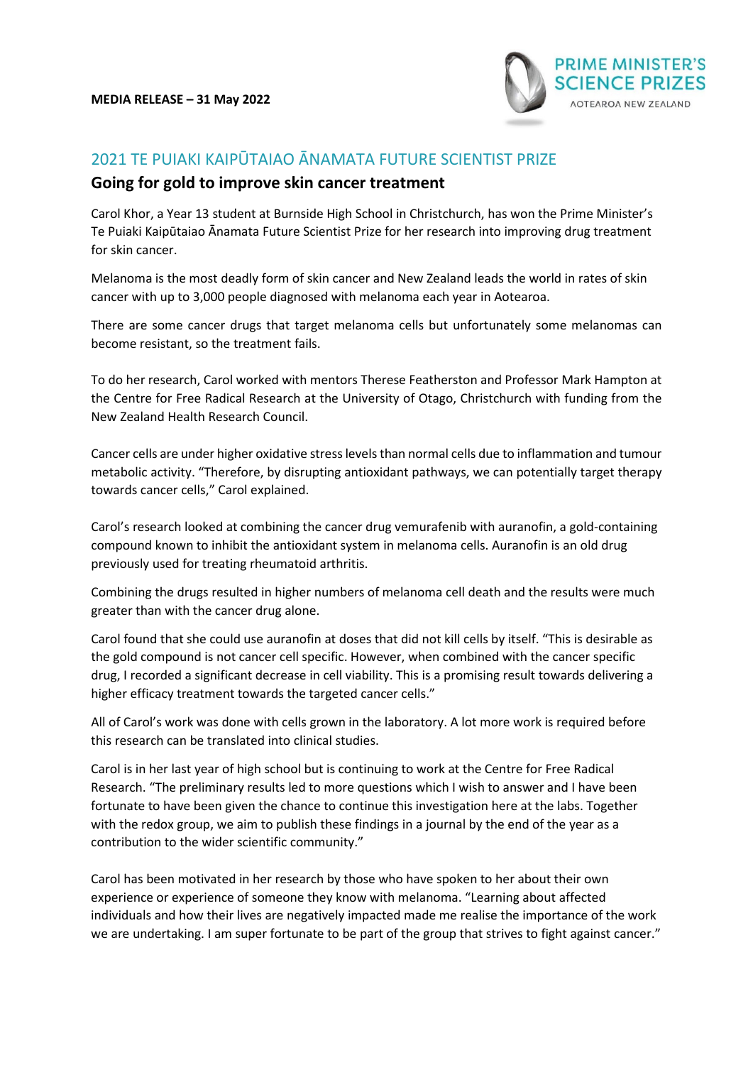**MEDIA RELEASE – 31 May 2022**

PRIME MINISTER'S SCIENCE PRIZES
AOTEAROA NEW ZEALAND

## 2021 TE PUIAKI KAIPŪTAIAO ĀNAMATA FUTURE SCIENTIST PRIZE

### Going for gold to improve skin cancer treatment

Carol Khor, a Year 13 student at Burnside High School in Christchurch, has won the Prime Minister's Te Puiaki Kaipūtaiao Ānamata Future Scientist Prize for her research into improving drug treatment for skin cancer.

Melanoma is the most deadly form of skin cancer and New Zealand leads the world in rates of skin cancer with up to 3,000 people diagnosed with melanoma each year in Aotearoa.

There are some cancer drugs that target melanoma cells but unfortunately some melanomas can become resistant, so the treatment fails.

To do her research, Carol worked with mentors Therese Featherston and Professor Mark Hampton at the Centre for Free Radical Research at the University of Otago, Christchurch with funding from the New Zealand Health Research Council.

Cancer cells are under higher oxidative stress levels than normal cells due to inflammation and tumour metabolic activity. "Therefore, by disrupting antioxidant pathways, we can potentially target therapy towards cancer cells," Carol explained.

Carol's research looked at combining the cancer drug vemurafenib with auranofin, a gold-containing compound known to inhibit the antioxidant system in melanoma cells. Auranofin is an old drug previously used for treating rheumatoid arthritis.

Combining the drugs resulted in higher numbers of melanoma cell death and the results were much greater than with the cancer drug alone.

Carol found that she could use auranofin at doses that did not kill cells by itself. "This is desirable as the gold compound is not cancer cell specific. However, when combined with the cancer specific drug, I recorded a significant decrease in cell viability. This is a promising result towards delivering a higher efficacy treatment towards the targeted cancer cells."

All of Carol's work was done with cells grown in the laboratory. A lot more work is required before this research can be translated into clinical studies.

Carol is in her last year of high school but is continuing to work at the Centre for Free Radical Research. "The preliminary results led to more questions which I wish to answer and I have been fortunate to have been given the chance to continue this investigation here at the labs. Together with the redox group, we aim to publish these findings in a journal by the end of the year as a contribution to the wider scientific community."

Carol has been motivated in her research by those who have spoken to her about their own experience or experience of someone they know with melanoma. "Learning about affected individuals and how their lives are negatively impacted made me realise the importance of the work we are undertaking. I am super fortunate to be part of the group that strives to fight against cancer."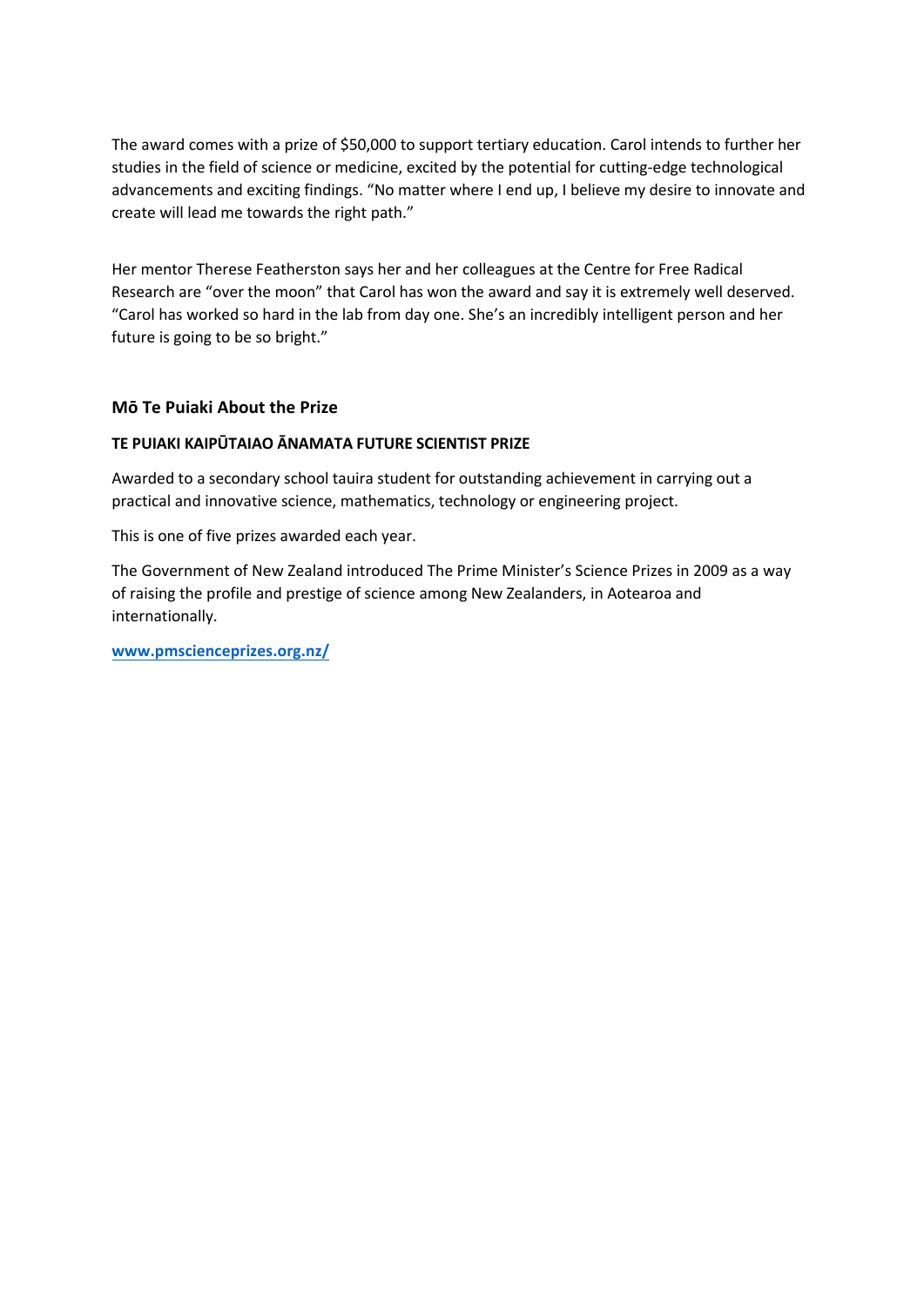The award comes with a prize of $50,000 to support tertiary education. Carol intends to further her studies in the field of science or medicine, excited by the potential for cutting-edge technological advancements and exciting findings. "No matter where I end up, I believe my desire to innovate and create will lead me towards the right path."

Her mentor Therese Featherston says her and her colleagues at the Centre for Free Radical Research are "over the moon" that Carol has won the award and say it is extremely well deserved. "Carol has worked so hard in the lab from day one. She's an incredibly intelligent person and her future is going to be so bright."

## Mō Te Puiaki About the Prize

### TE PUIAKI KAIPŪTAIAO ĀNAMATA FUTURE SCIENTIST PRIZE

Awarded to a secondary school tauira student for outstanding achievement in carrying out a practical and innovative science, mathematics, technology or engineering project.

This is one of five prizes awarded each year.

The Government of New Zealand introduced The Prime Minister's Science Prizes in 2009 as a way of raising the profile and prestige of science among New Zealanders, in Aotearoa and internationally.

**www.pmscienceprizes.org.nz/**